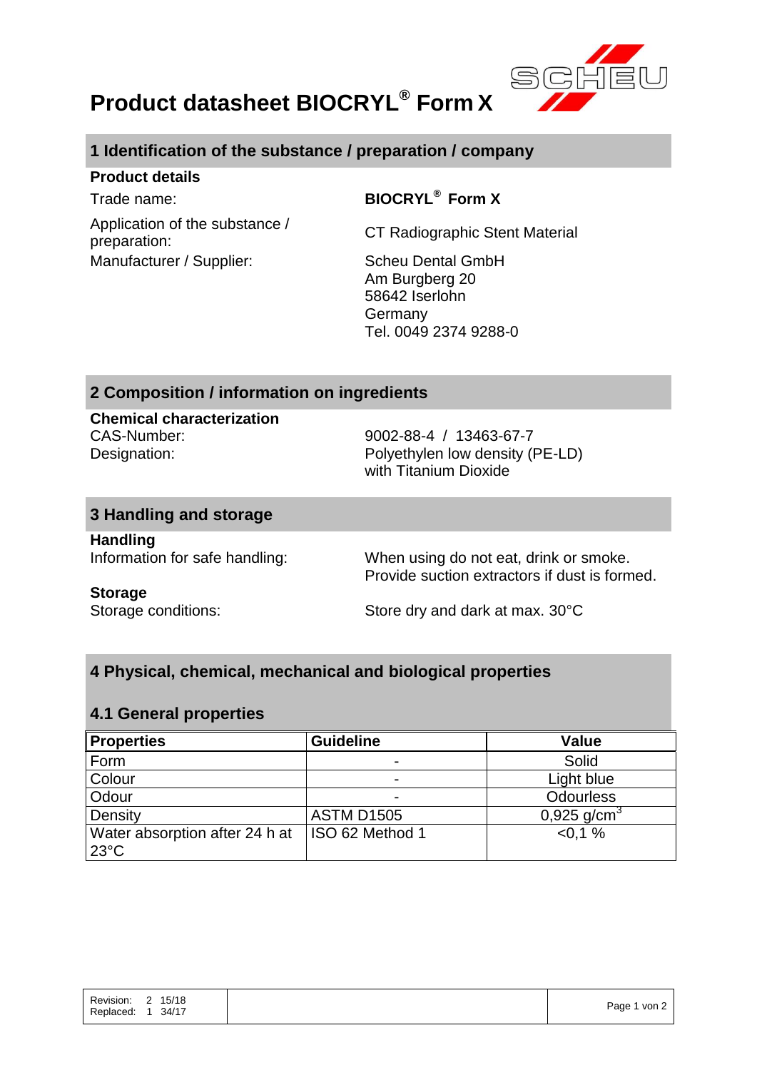# Product datasheet BIOCRYL® Form X

## 1 Identification of the substance / preparation / company

**Product details**

Trade name: **BIOCRYL® Form X**

Application of the substance / preparation: CT Radiographic Stent Material

Manufacturer / Supplier: Scheu Dental GmbH
Am Burgberg 20
58642 Iserlohn
Germany
Tel. 0049 2374 9288-0

## 2 Composition / information on ingredients

**Chemical characterization**

CAS-Number: 9002-88-4 / 13463-67-7

Designation: Polyethylen low density (PE-LD) with Titanium Dioxide

## 3 Handling and storage

**Handling**

Information for safe handling: When using do not eat, drink or smoke. Provide suction extractors if dust is formed.

**Storage**

Storage conditions: Store dry and dark at max. 30°C

## 4 Physical, chemical, mechanical and biological properties

### 4.1 General properties

| Properties | Guideline | Value |
|---|---|---|
| Form | - | Solid |
| Colour | - | Light blue |
| Odour | - | Odourless |
| Density | ASTM D1505 | 0,925 g/cm³ |
| Water absorption after 24 h at 23°C | ISO 62 Method 1 | <0,1 % |

Revision: 2 15/18
Replaced: 1 34/17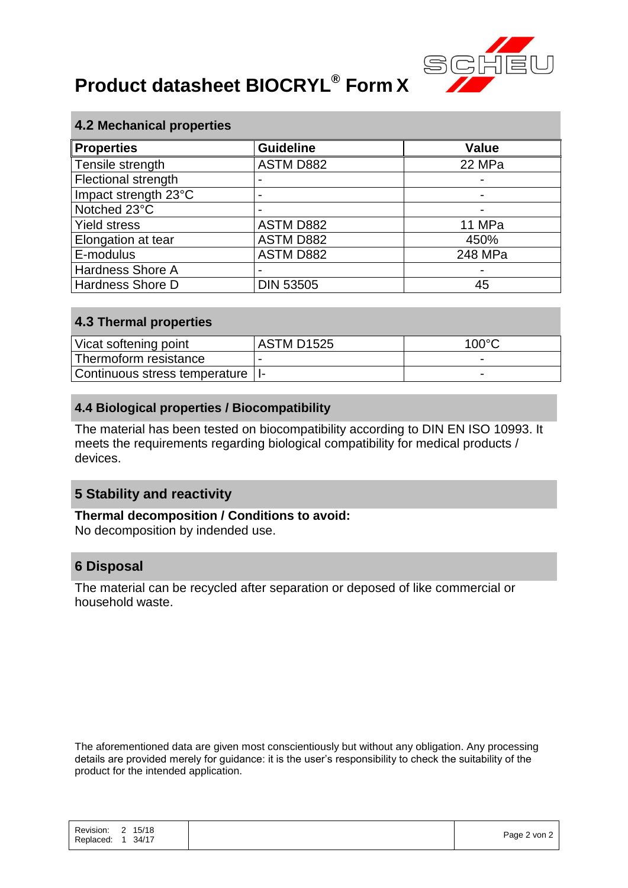# Product datasheet BIOCRYL® Form X

## 4.2 Mechanical properties

| Properties | Guideline | Value |
|---|---|---|
| Tensile strength | ASTM D882 | 22 MPa |
| Flectional strength | - | - |
| Impact strength 23°C | - | - |
| Notched 23°C | - | - |
| Yield stress | ASTM D882 | 11 MPa |
| Elongation at tear | ASTM D882 | 450% |
| E-modulus | ASTM D882 | 248 MPa |
| Hardness Shore A | - | - |
| Hardness Shore D | DIN 53505 | 45 |

## 4.3 Thermal properties

| | | |
|---|---|---|
| Vicat softening point | ASTM D1525 | 100°C |
| Thermoform resistance | - | - |
| Continuous stress temperature | I- | - |

## 4.4 Biological properties / Biocompatibility

The material has been tested on biocompatibility according to DIN EN ISO 10993. It meets the requirements regarding biological compatibility for medical products / devices.

## 5 Stability and reactivity

**Thermal decomposition / Conditions to avoid:**
No decomposition by indended use.

## 6 Disposal

The material can be recycled after separation or deposed of like commercial or household waste.

The aforementioned data are given most conscientiously but without any obligation. Any processing details are provided merely for guidance: it is the user's responsibility to check the suitability of the product for the intended application.

Revision: 2 15/18
Replaced: 1 34/17